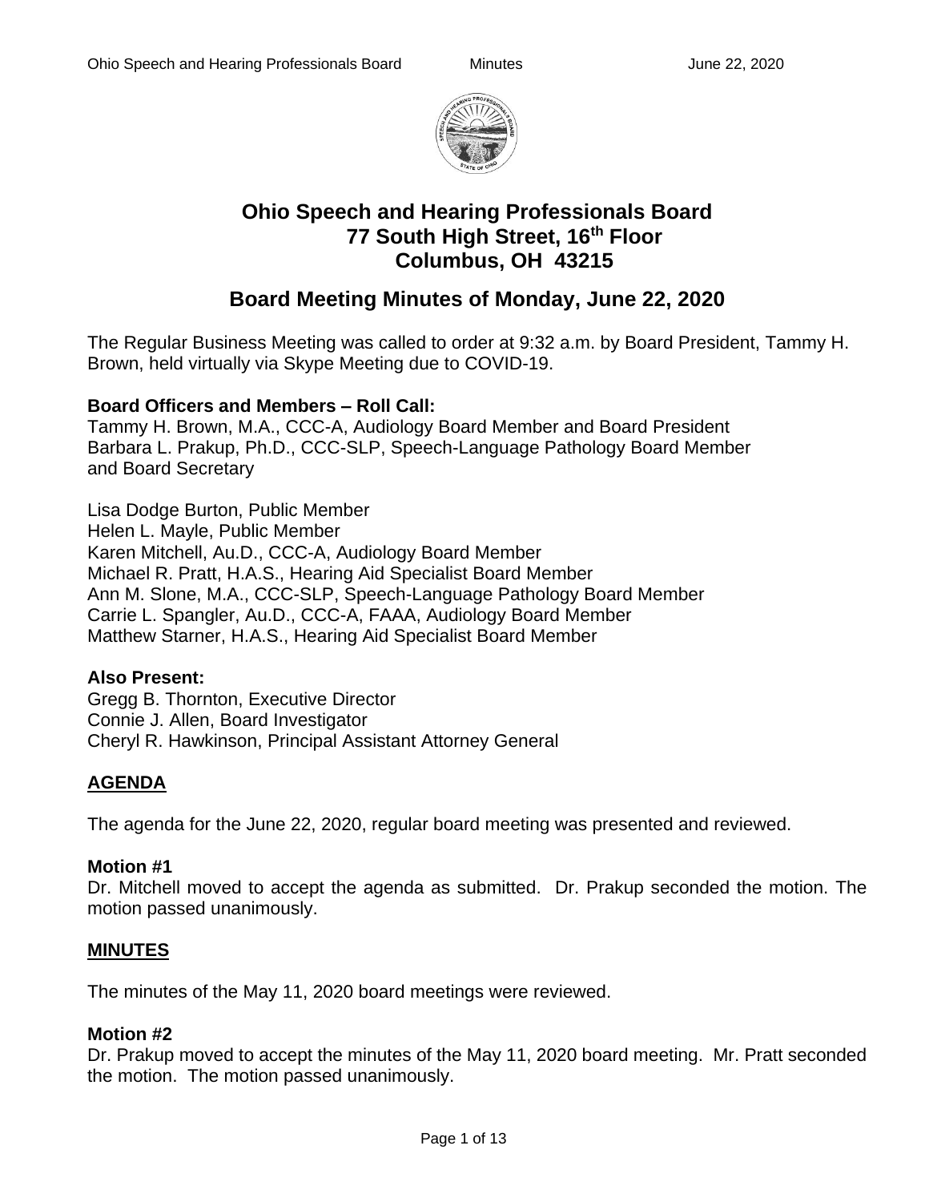# Ohio Speech and Hearing Professionals Board
## 77 South High Street, 16th Floor
## Columbus, OH 43215

## Board Meeting Minutes of Monday, June 22, 2020

The Regular Business Meeting was called to order at 9:32 a.m. by Board President, Tammy H. Brown, held virtually via Skype Meeting due to COVID-19.

**Board Officers and Members – Roll Call:**
Tammy H. Brown, M.A., CCC-A, Audiology Board Member and Board President
Barbara L. Prakup, Ph.D., CCC-SLP, Speech-Language Pathology Board Member and Board Secretary

Lisa Dodge Burton, Public Member
Helen L. Mayle, Public Member
Karen Mitchell, Au.D., CCC-A, Audiology Board Member
Michael R. Pratt, H.A.S., Hearing Aid Specialist Board Member
Ann M. Slone, M.A., CCC-SLP, Speech-Language Pathology Board Member
Carrie L. Spangler, Au.D., CCC-A, FAAA, Audiology Board Member
Matthew Starner, H.A.S., Hearing Aid Specialist Board Member

**Also Present:**
Gregg B. Thornton, Executive Director
Connie J. Allen, Board Investigator
Cheryl R. Hawkinson, Principal Assistant Attorney General

### AGENDA

The agenda for the June 22, 2020, regular board meeting was presented and reviewed.

**Motion #1**
Dr. Mitchell moved to accept the agenda as submitted. Dr. Prakup seconded the motion. The motion passed unanimously.

### MINUTES

The minutes of the May 11, 2020 board meetings were reviewed.

**Motion #2**
Dr. Prakup moved to accept the minutes of the May 11, 2020 board meeting. Mr. Pratt seconded the motion. The motion passed unanimously.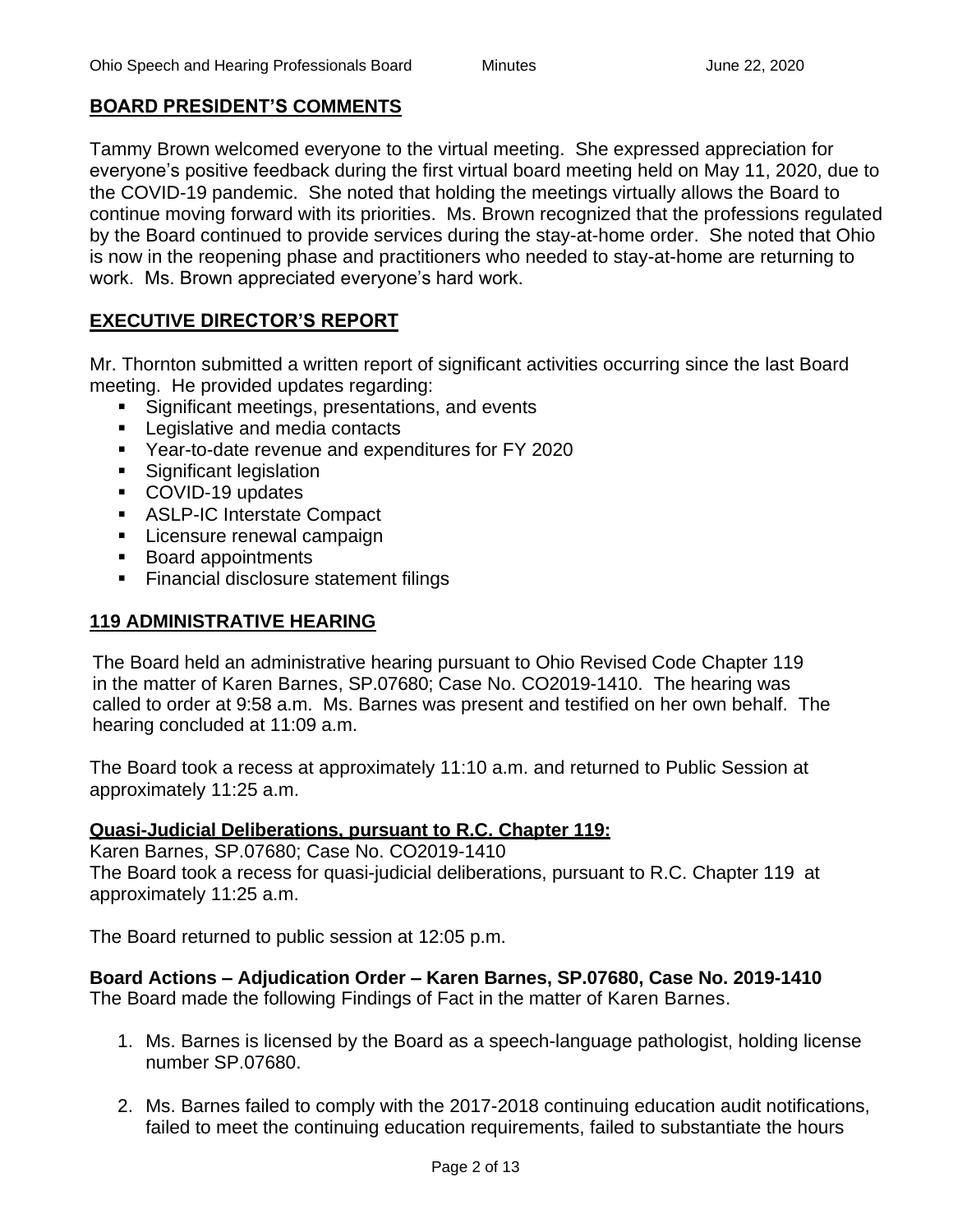## BOARD PRESIDENT'S COMMENTS

Tammy Brown welcomed everyone to the virtual meeting. She expressed appreciation for everyone's positive feedback during the first virtual board meeting held on May 11, 2020, due to the COVID-19 pandemic. She noted that holding the meetings virtually allows the Board to continue moving forward with its priorities. Ms. Brown recognized that the professions regulated by the Board continued to provide services during the stay-at-home order. She noted that Ohio is now in the reopening phase and practitioners who needed to stay-at-home are returning to work. Ms. Brown appreciated everyone's hard work.

## EXECUTIVE DIRECTOR'S REPORT

Mr. Thornton submitted a written report of significant activities occurring since the last Board meeting. He provided updates regarding:

- Significant meetings, presentations, and events
- Legislative and media contacts
- Year-to-date revenue and expenditures for FY 2020
- Significant legislation
- COVID-19 updates
- ASLP-IC Interstate Compact
- Licensure renewal campaign
- Board appointments
- Financial disclosure statement filings

## 119 ADMINISTRATIVE HEARING

The Board held an administrative hearing pursuant to Ohio Revised Code Chapter 119 in the matter of Karen Barnes, SP.07680; Case No. CO2019-1410. The hearing was called to order at 9:58 a.m. Ms. Barnes was present and testified on her own behalf. The hearing concluded at 11:09 a.m.

The Board took a recess at approximately 11:10 a.m. and returned to Public Session at approximately 11:25 a.m.

### Quasi-Judicial Deliberations, pursuant to R.C. Chapter 119:

Karen Barnes, SP.07680; Case No. CO2019-1410
The Board took a recess for quasi-judicial deliberations, pursuant to R.C. Chapter 119 at approximately 11:25 a.m.

The Board returned to public session at 12:05 p.m.

**Board Actions – Adjudication Order – Karen Barnes, SP.07680, Case No. 2019-1410**
The Board made the following Findings of Fact in the matter of Karen Barnes.

1. Ms. Barnes is licensed by the Board as a speech-language pathologist, holding license number SP.07680.

2. Ms. Barnes failed to comply with the 2017-2018 continuing education audit notifications, failed to meet the continuing education requirements, failed to substantiate the hours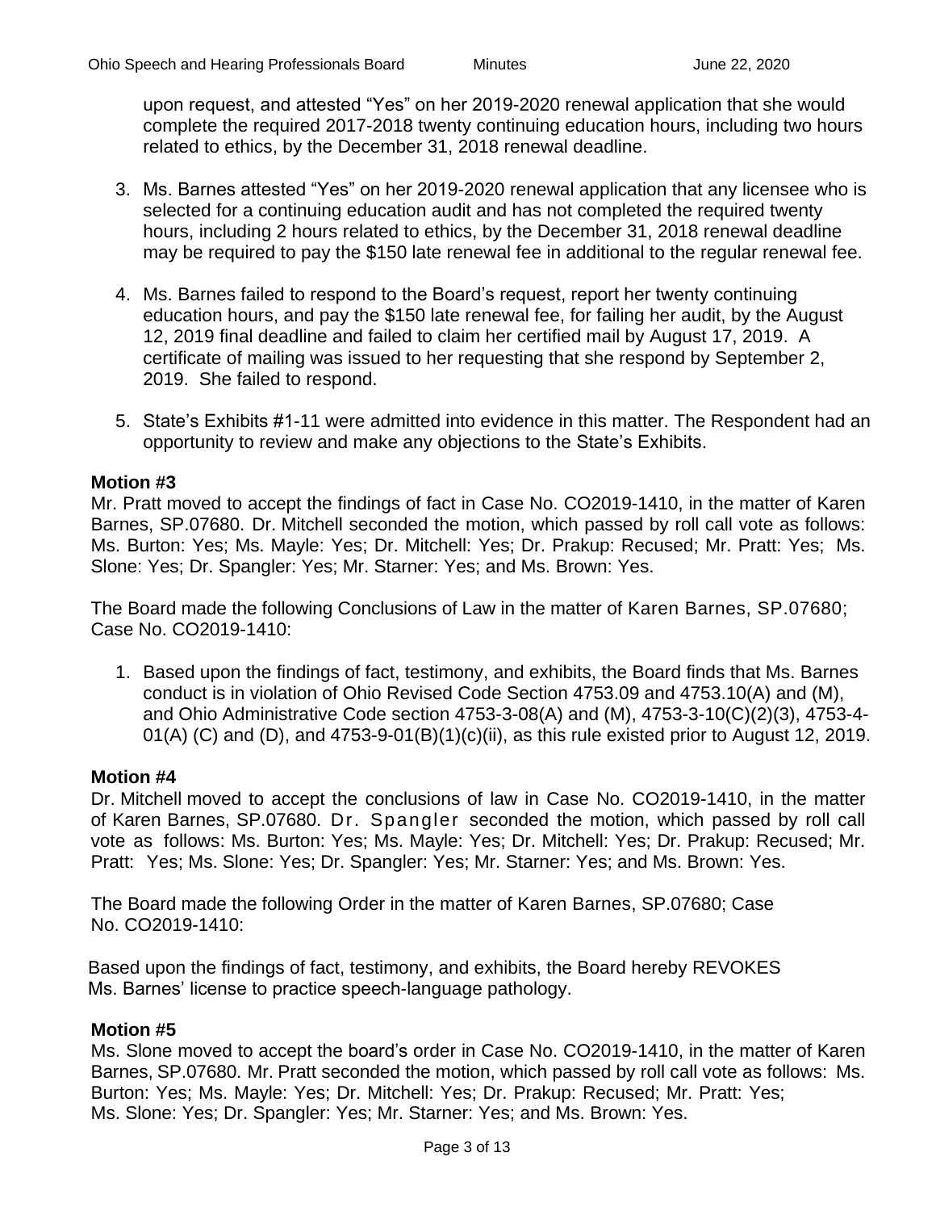upon request, and attested "Yes" on her 2019-2020 renewal application that she would complete the required 2017-2018 twenty continuing education hours, including two hours related to ethics, by the December 31, 2018 renewal deadline.

3. Ms. Barnes attested "Yes" on her 2019-2020 renewal application that any licensee who is selected for a continuing education audit and has not completed the required twenty hours, including 2 hours related to ethics, by the December 31, 2018 renewal deadline may be required to pay the $150 late renewal fee in additional to the regular renewal fee.

4. Ms. Barnes failed to respond to the Board's request, report her twenty continuing education hours, and pay the $150 late renewal fee, for failing her audit, by the August 12, 2019 final deadline and failed to claim her certified mail by August 17, 2019. A certificate of mailing was issued to her requesting that she respond by September 2, 2019. She failed to respond.

5. State's Exhibits #1-11 were admitted into evidence in this matter. The Respondent had an opportunity to review and make any objections to the State's Exhibits.

**Motion #3**

Mr. Pratt moved to accept the findings of fact in Case No. CO2019-1410, in the matter of Karen Barnes, SP.07680. Dr. Mitchell seconded the motion, which passed by roll call vote as follows: Ms. Burton: Yes; Ms. Mayle: Yes; Dr. Mitchell: Yes; Dr. Prakup: Recused; Mr. Pratt: Yes; Ms. Slone: Yes; Dr. Spangler: Yes; Mr. Starner: Yes; and Ms. Brown: Yes.

The Board made the following Conclusions of Law in the matter of Karen Barnes, SP.07680; Case No. CO2019-1410:

1. Based upon the findings of fact, testimony, and exhibits, the Board finds that Ms. Barnes conduct is in violation of Ohio Revised Code Section 4753.09 and 4753.10(A) and (M), and Ohio Administrative Code section 4753-3-08(A) and (M), 4753-3-10(C)(2)(3), 4753-4-01(A) (C) and (D), and 4753-9-01(B)(1)(c)(ii), as this rule existed prior to August 12, 2019.

**Motion #4**

Dr. Mitchell moved to accept the conclusions of law in Case No. CO2019-1410, in the matter of Karen Barnes, SP.07680. Dr. Spangler seconded the motion, which passed by roll call vote as follows: Ms. Burton: Yes; Ms. Mayle: Yes; Dr. Mitchell: Yes; Dr. Prakup: Recused; Mr. Pratt: Yes; Ms. Slone: Yes; Dr. Spangler: Yes; Mr. Starner: Yes; and Ms. Brown: Yes.

The Board made the following Order in the matter of Karen Barnes, SP.07680; Case No. CO2019-1410:

Based upon the findings of fact, testimony, and exhibits, the Board hereby REVOKES Ms. Barnes' license to practice speech-language pathology.

**Motion #5**

Ms. Slone moved to accept the board's order in Case No. CO2019-1410, in the matter of Karen Barnes, SP.07680. Mr. Pratt seconded the motion, which passed by roll call vote as follows: Ms. Burton: Yes; Ms. Mayle: Yes; Dr. Mitchell: Yes; Dr. Prakup: Recused; Mr. Pratt: Yes; Ms. Slone: Yes; Dr. Spangler: Yes; Mr. Starner: Yes; and Ms. Brown: Yes.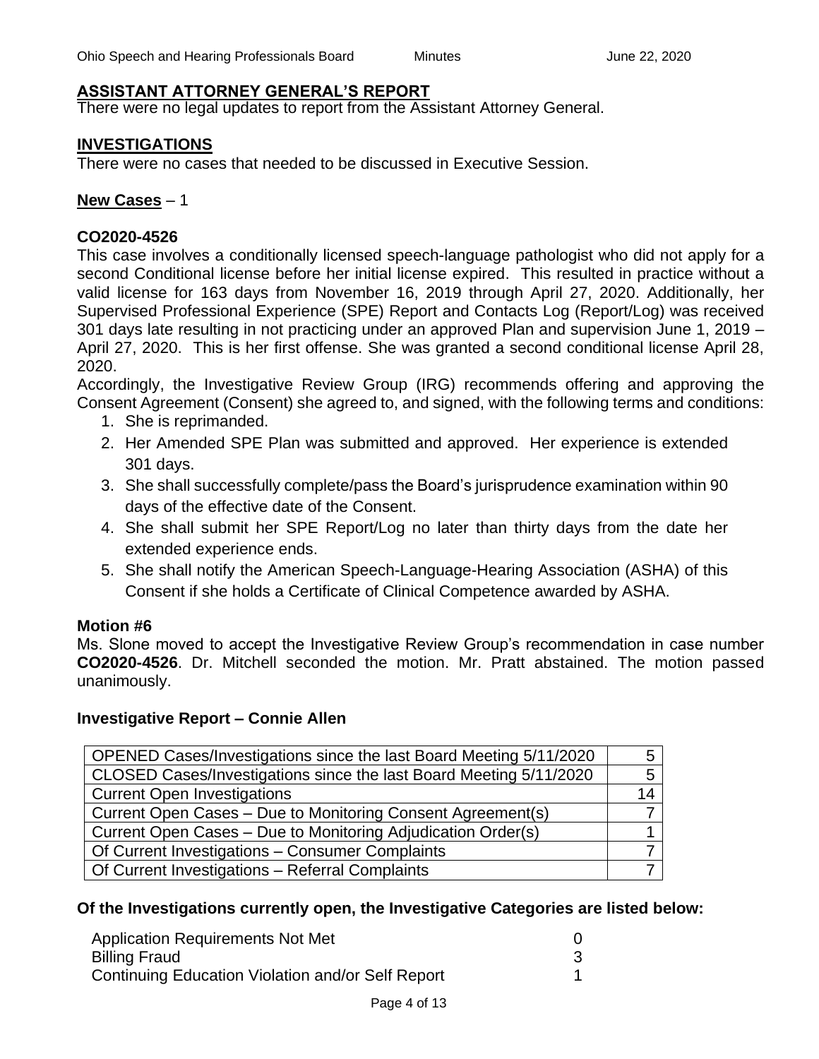## ASSISTANT ATTORNEY GENERAL'S REPORT

There were no legal updates to report from the Assistant Attorney General.

## INVESTIGATIONS

There were no cases that needed to be discussed in Executive Session.

**New Cases** – 1

**CO2020-4526**

This case involves a conditionally licensed speech-language pathologist who did not apply for a second Conditional license before her initial license expired. This resulted in practice without a valid license for 163 days from November 16, 2019 through April 27, 2020. Additionally, her Supervised Professional Experience (SPE) Report and Contacts Log (Report/Log) was received 301 days late resulting in not practicing under an approved Plan and supervision June 1, 2019 – April 27, 2020. This is her first offense. She was granted a second conditional license April 28, 2020.

Accordingly, the Investigative Review Group (IRG) recommends offering and approving the Consent Agreement (Consent) she agreed to, and signed, with the following terms and conditions:

1. She is reprimanded.
2. Her Amended SPE Plan was submitted and approved. Her experience is extended 301 days.
3. She shall successfully complete/pass the Board's jurisprudence examination within 90 days of the effective date of the Consent.
4. She shall submit her SPE Report/Log no later than thirty days from the date her extended experience ends.
5. She shall notify the American Speech-Language-Hearing Association (ASHA) of this Consent if she holds a Certificate of Clinical Competence awarded by ASHA.

**Motion #6**

Ms. Slone moved to accept the Investigative Review Group's recommendation in case number **CO2020-4526**. Dr. Mitchell seconded the motion. Mr. Pratt abstained. The motion passed unanimously.

**Investigative Report – Connie Allen**

| | |
|---|---|
| OPENED Cases/Investigations since the last Board Meeting 5/11/2020 | 5 |
| CLOSED Cases/Investigations since the last Board Meeting 5/11/2020 | 5 |
| Current Open Investigations | 14 |
| Current Open Cases – Due to Monitoring Consent Agreement(s) | 7 |
| Current Open Cases – Due to Monitoring Adjudication Order(s) | 1 |
| Of Current Investigations – Consumer Complaints | 7 |
| Of Current Investigations – Referral Complaints | 7 |

**Of the Investigations currently open, the Investigative Categories are listed below:**

| | |
|---|---|
| Application Requirements Not Met | 0 |
| Billing Fraud | 3 |
| Continuing Education Violation and/or Self Report | 1 |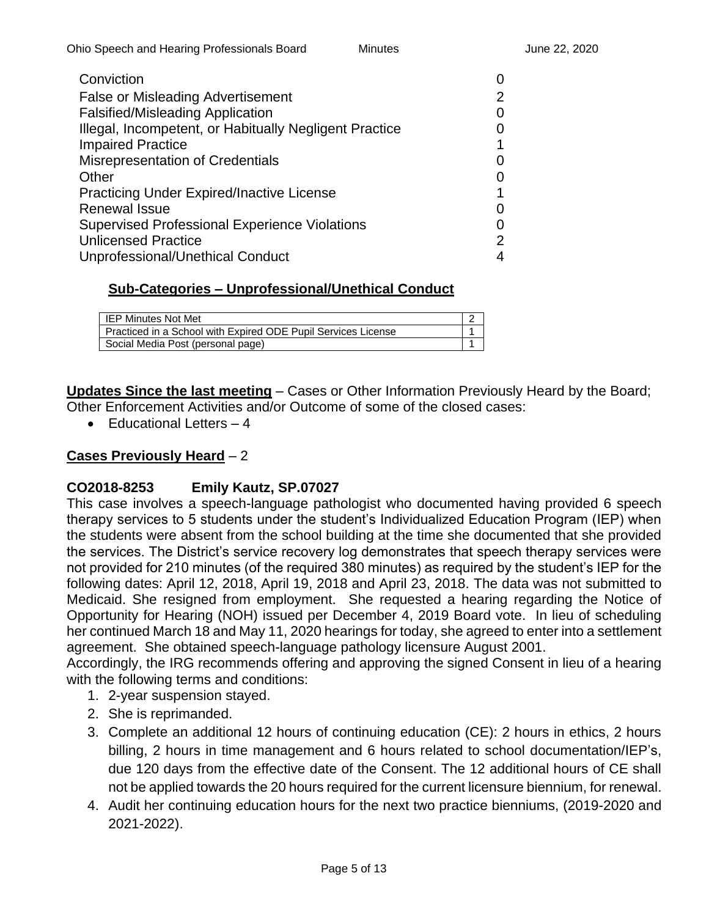| | |
|---|---|
| Conviction | 0 |
| False or Misleading Advertisement | 2 |
| Falsified/Misleading Application | 0 |
| Illegal, Incompetent, or Habitually Negligent Practice | 0 |
| Impaired Practice | 1 |
| Misrepresentation of Credentials | 0 |
| Other | 0 |
| Practicing Under Expired/Inactive License | 1 |
| Renewal Issue | 0 |
| Supervised Professional Experience Violations | 0 |
| Unlicensed Practice | 2 |
| Unprofessional/Unethical Conduct | 4 |

**Sub-Categories – Unprofessional/Unethical Conduct**

| | |
|---|---|
| IEP Minutes Not Met | 2 |
| Practiced in a School with Expired ODE Pupil Services License | 1 |
| Social Media Post (personal page) | 1 |

**Updates Since the last meeting** – Cases or Other Information Previously Heard by the Board; Other Enforcement Activities and/or Outcome of some of the closed cases:

- Educational Letters – 4

**Cases Previously Heard** – 2

**CO2018-8253 Emily Kautz, SP.07027**

This case involves a speech-language pathologist who documented having provided 6 speech therapy services to 5 students under the student's Individualized Education Program (IEP) when the students were absent from the school building at the time she documented that she provided the services. The District's service recovery log demonstrates that speech therapy services were not provided for 210 minutes (of the required 380 minutes) as required by the student's IEP for the following dates: April 12, 2018, April 19, 2018 and April 23, 2018. The data was not submitted to Medicaid. She resigned from employment. She requested a hearing regarding the Notice of Opportunity for Hearing (NOH) issued per December 4, 2019 Board vote. In lieu of scheduling her continued March 18 and May 11, 2020 hearings for today, she agreed to enter into a settlement agreement. She obtained speech-language pathology licensure August 2001.

Accordingly, the IRG recommends offering and approving the signed Consent in lieu of a hearing with the following terms and conditions:

1. 2-year suspension stayed.
2. She is reprimanded.
3. Complete an additional 12 hours of continuing education (CE): 2 hours in ethics, 2 hours billing, 2 hours in time management and 6 hours related to school documentation/IEP's, due 120 days from the effective date of the Consent. The 12 additional hours of CE shall not be applied towards the 20 hours required for the current licensure biennium, for renewal.
4. Audit her continuing education hours for the next two practice bienniums, (2019-2020 and 2021-2022).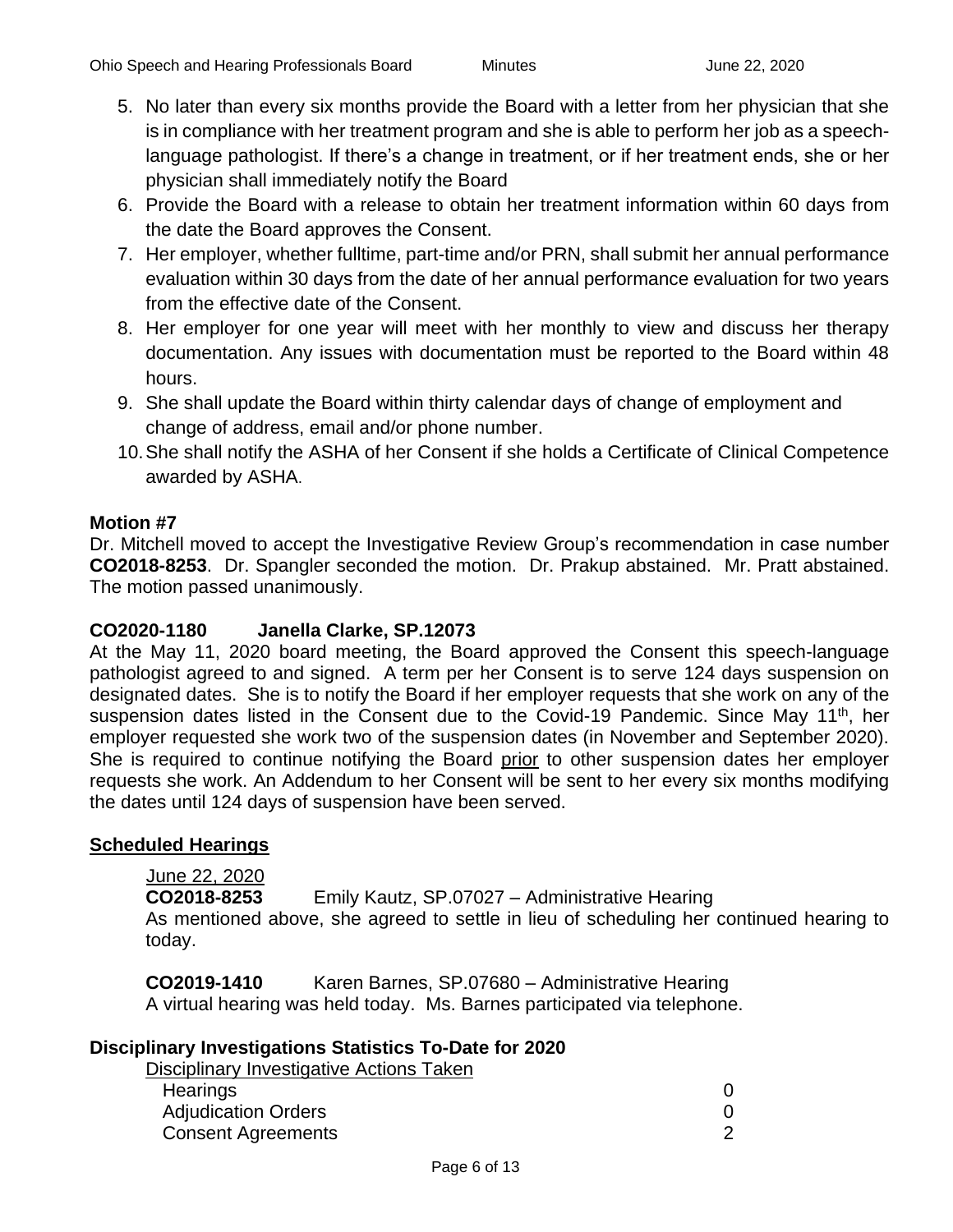5. No later than every six months provide the Board with a letter from her physician that she is in compliance with her treatment program and she is able to perform her job as a speech-language pathologist. If there's a change in treatment, or if her treatment ends, she or her physician shall immediately notify the Board
6. Provide the Board with a release to obtain her treatment information within 60 days from the date the Board approves the Consent.
7. Her employer, whether fulltime, part-time and/or PRN, shall submit her annual performance evaluation within 30 days from the date of her annual performance evaluation for two years from the effective date of the Consent.
8. Her employer for one year will meet with her monthly to view and discuss her therapy documentation. Any issues with documentation must be reported to the Board within 48 hours.
9. She shall update the Board within thirty calendar days of change of employment and change of address, email and/or phone number.
10. She shall notify the ASHA of her Consent if she holds a Certificate of Clinical Competence awarded by ASHA.

**Motion #7**

Dr. Mitchell moved to accept the Investigative Review Group's recommendation in case number **CO2018-8253**. Dr. Spangler seconded the motion. Dr. Prakup abstained. Mr. Pratt abstained. The motion passed unanimously.

**CO2020-1180 Janella Clarke, SP.12073**

At the May 11, 2020 board meeting, the Board approved the Consent this speech-language pathologist agreed to and signed. A term per her Consent is to serve 124 days suspension on designated dates. She is to notify the Board if her employer requests that she work on any of the suspension dates listed in the Consent due to the Covid-19 Pandemic. Since May 11th, her employer requested she work two of the suspension dates (in November and September 2020). She is required to continue notifying the Board prior to other suspension dates her employer requests she work. An Addendum to her Consent will be sent to her every six months modifying the dates until 124 days of suspension have been served.

## Scheduled Hearings

June 22, 2020

**CO2018-8253** Emily Kautz, SP.07027 – Administrative Hearing

As mentioned above, she agreed to settle in lieu of scheduling her continued hearing to today.

**CO2019-1410** Karen Barnes, SP.07680 – Administrative Hearing

A virtual hearing was held today. Ms. Barnes participated via telephone.

**Disciplinary Investigations Statistics To-Date for 2020**

Disciplinary Investigative Actions Taken

| | |
|---|---|
| Hearings | 0 |
| Adjudication Orders | 0 |
| Consent Agreements | 2 |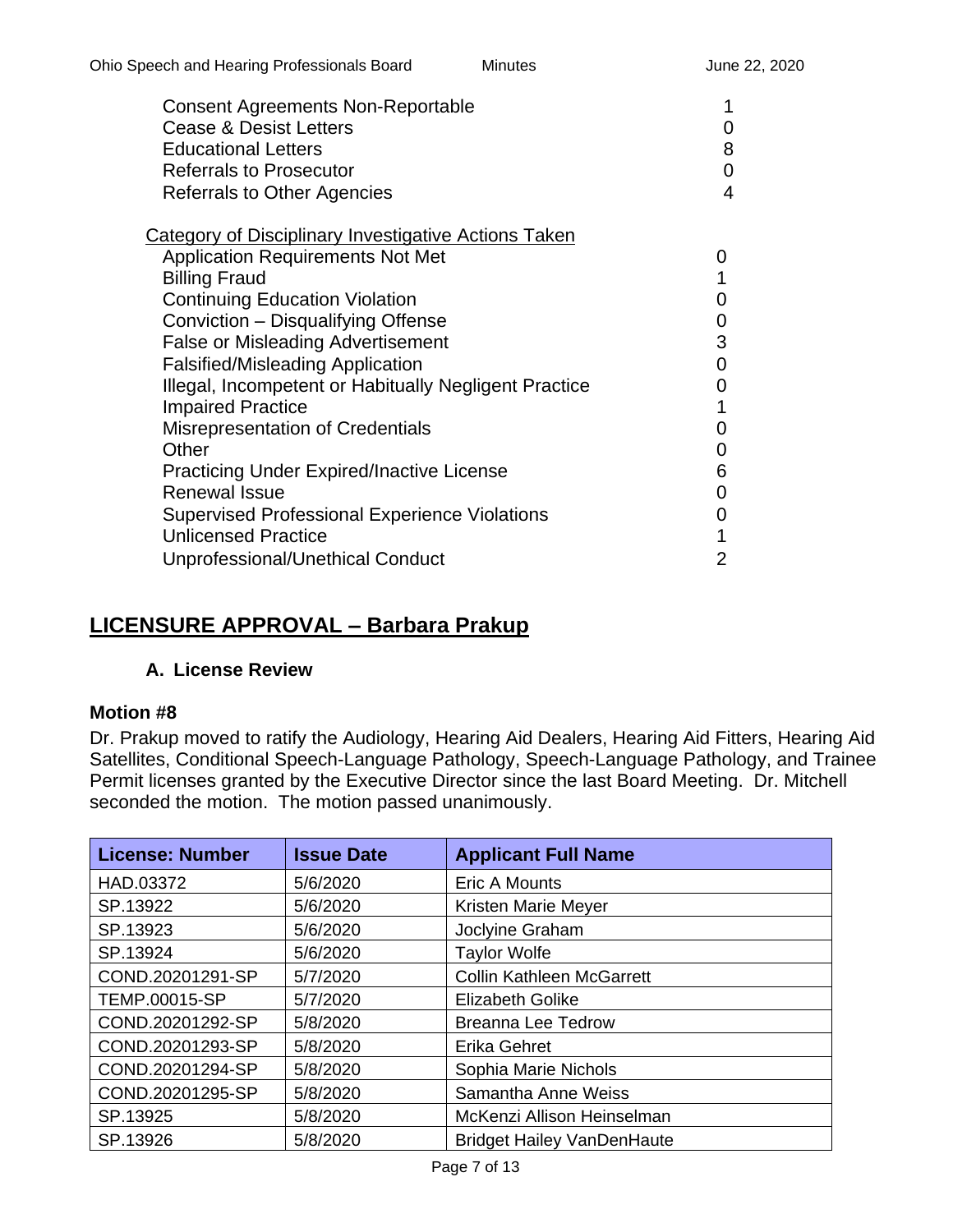| | |
|---|---|
| Consent Agreements Non-Reportable | 1 |
| Cease & Desist Letters | 0 |
| Educational Letters | 8 |
| Referrals to Prosecutor | 0 |
| Referrals to Other Agencies | 4 |

<u>Category of Disciplinary Investigative Actions Taken</u>

| | |
|---|---|
| Application Requirements Not Met | 0 |
| Billing Fraud | 1 |
| Continuing Education Violation | 0 |
| Conviction – Disqualifying Offense | 0 |
| False or Misleading Advertisement | 3 |
| Falsified/Misleading Application | 0 |
| Illegal, Incompetent or Habitually Negligent Practice | 0 |
| Impaired Practice | 1 |
| Misrepresentation of Credentials | 0 |
| Other | 0 |
| Practicing Under Expired/Inactive License | 6 |
| Renewal Issue | 0 |
| Supervised Professional Experience Violations | 0 |
| Unlicensed Practice | 1 |
| Unprofessional/Unethical Conduct | 2 |

## LICENSURE APPROVAL – Barbara Prakup

### A. License Review

**Motion #8**

Dr. Prakup moved to ratify the Audiology, Hearing Aid Dealers, Hearing Aid Fitters, Hearing Aid Satellites, Conditional Speech-Language Pathology, Speech-Language Pathology, and Trainee Permit licenses granted by the Executive Director since the last Board Meeting. Dr. Mitchell seconded the motion. The motion passed unanimously.

| License: Number | Issue Date | Applicant Full Name |
|---|---|---|
| HAD.03372 | 5/6/2020 | Eric A Mounts |
| SP.13922 | 5/6/2020 | Kristen Marie Meyer |
| SP.13923 | 5/6/2020 | Joclyine Graham |
| SP.13924 | 5/6/2020 | Taylor Wolfe |
| COND.20201291-SP | 5/7/2020 | Collin Kathleen McGarrett |
| TEMP.00015-SP | 5/7/2020 | Elizabeth Golike |
| COND.20201292-SP | 5/8/2020 | Breanna Lee Tedrow |
| COND.20201293-SP | 5/8/2020 | Erika Gehret |
| COND.20201294-SP | 5/8/2020 | Sophia Marie Nichols |
| COND.20201295-SP | 5/8/2020 | Samantha Anne Weiss |
| SP.13925 | 5/8/2020 | McKenzi Allison Heinselman |
| SP.13926 | 5/8/2020 | Bridget Hailey VanDenHaute |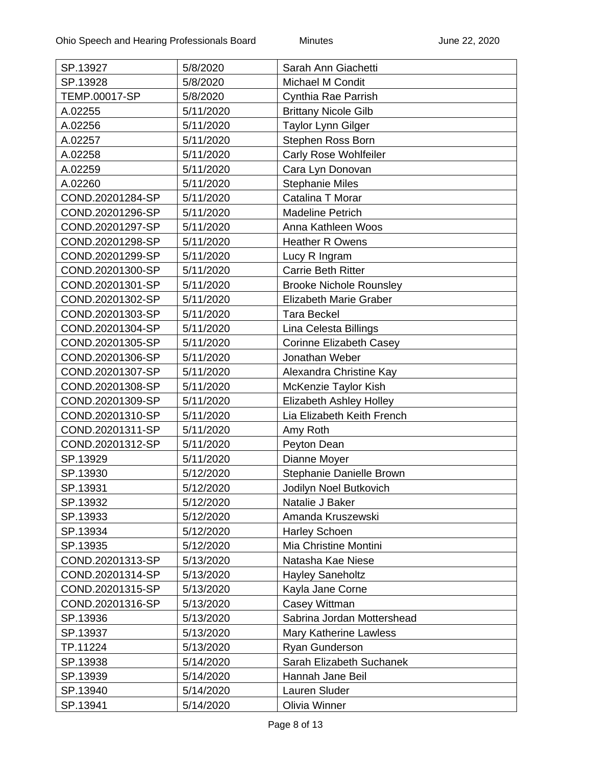| SP.13927 | 5/8/2020 | Sarah Ann Giachetti |
|---|---|---|
| SP.13928 | 5/8/2020 | Michael M Condit |
| TEMP.00017-SP | 5/8/2020 | Cynthia Rae Parrish |
| A.02255 | 5/11/2020 | Brittany Nicole Gilb |
| A.02256 | 5/11/2020 | Taylor Lynn Gilger |
| A.02257 | 5/11/2020 | Stephen Ross Born |
| A.02258 | 5/11/2020 | Carly Rose Wohlfeiler |
| A.02259 | 5/11/2020 | Cara Lyn Donovan |
| A.02260 | 5/11/2020 | Stephanie Miles |
| COND.20201284-SP | 5/11/2020 | Catalina T Morar |
| COND.20201296-SP | 5/11/2020 | Madeline Petrich |
| COND.20201297-SP | 5/11/2020 | Anna Kathleen Woos |
| COND.20201298-SP | 5/11/2020 | Heather R Owens |
| COND.20201299-SP | 5/11/2020 | Lucy R Ingram |
| COND.20201300-SP | 5/11/2020 | Carrie Beth Ritter |
| COND.20201301-SP | 5/11/2020 | Brooke Nichole Rounsley |
| COND.20201302-SP | 5/11/2020 | Elizabeth Marie Graber |
| COND.20201303-SP | 5/11/2020 | Tara Beckel |
| COND.20201304-SP | 5/11/2020 | Lina Celesta Billings |
| COND.20201305-SP | 5/11/2020 | Corinne Elizabeth Casey |
| COND.20201306-SP | 5/11/2020 | Jonathan Weber |
| COND.20201307-SP | 5/11/2020 | Alexandra Christine Kay |
| COND.20201308-SP | 5/11/2020 | McKenzie Taylor Kish |
| COND.20201309-SP | 5/11/2020 | Elizabeth Ashley Holley |
| COND.20201310-SP | 5/11/2020 | Lia Elizabeth Keith French |
| COND.20201311-SP | 5/11/2020 | Amy Roth |
| COND.20201312-SP | 5/11/2020 | Peyton Dean |
| SP.13929 | 5/11/2020 | Dianne Moyer |
| SP.13930 | 5/12/2020 | Stephanie Danielle Brown |
| SP.13931 | 5/12/2020 | Jodilyn Noel Butkovich |
| SP.13932 | 5/12/2020 | Natalie J Baker |
| SP.13933 | 5/12/2020 | Amanda Kruszewski |
| SP.13934 | 5/12/2020 | Harley Schoen |
| SP.13935 | 5/12/2020 | Mia Christine Montini |
| COND.20201313-SP | 5/13/2020 | Natasha Kae Niese |
| COND.20201314-SP | 5/13/2020 | Hayley Saneholtz |
| COND.20201315-SP | 5/13/2020 | Kayla Jane Corne |
| COND.20201316-SP | 5/13/2020 | Casey Wittman |
| SP.13936 | 5/13/2020 | Sabrina Jordan Mottershead |
| SP.13937 | 5/13/2020 | Mary Katherine Lawless |
| TP.11224 | 5/13/2020 | Ryan Gunderson |
| SP.13938 | 5/14/2020 | Sarah Elizabeth Suchanek |
| SP.13939 | 5/14/2020 | Hannah Jane Beil |
| SP.13940 | 5/14/2020 | Lauren Sluder |
| SP.13941 | 5/14/2020 | Olivia Winner |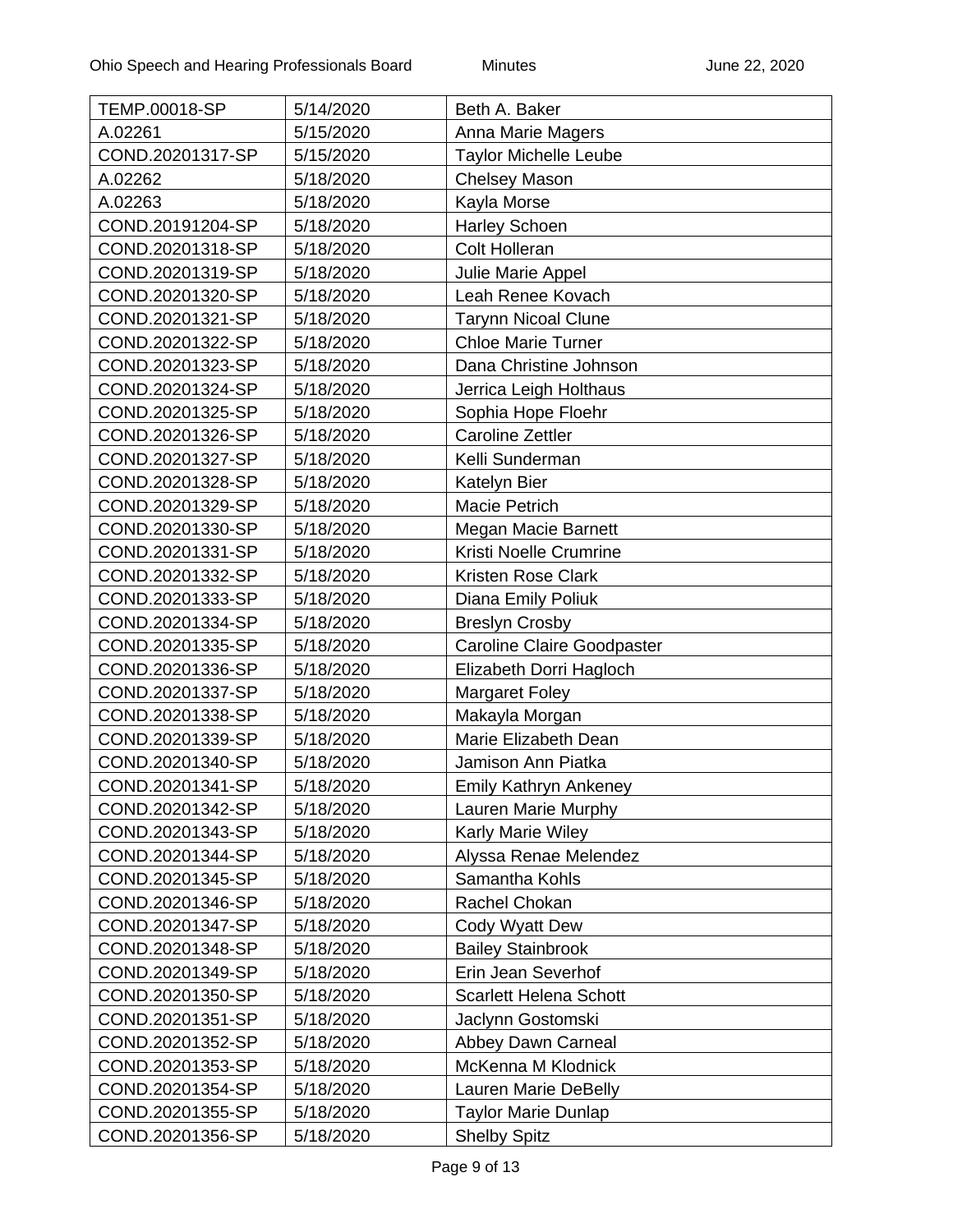| TEMP.00018-SP | 5/14/2020 | Beth A. Baker |
|---|---|---|
| A.02261 | 5/15/2020 | Anna Marie Magers |
| COND.20201317-SP | 5/15/2020 | Taylor Michelle Leube |
| A.02262 | 5/18/2020 | Chelsey Mason |
| A.02263 | 5/18/2020 | Kayla Morse |
| COND.20191204-SP | 5/18/2020 | Harley Schoen |
| COND.20201318-SP | 5/18/2020 | Colt Holleran |
| COND.20201319-SP | 5/18/2020 | Julie Marie Appel |
| COND.20201320-SP | 5/18/2020 | Leah Renee Kovach |
| COND.20201321-SP | 5/18/2020 | Tarynn Nicoal Clune |
| COND.20201322-SP | 5/18/2020 | Chloe Marie Turner |
| COND.20201323-SP | 5/18/2020 | Dana Christine Johnson |
| COND.20201324-SP | 5/18/2020 | Jerrica Leigh Holthaus |
| COND.20201325-SP | 5/18/2020 | Sophia Hope Floehr |
| COND.20201326-SP | 5/18/2020 | Caroline Zettler |
| COND.20201327-SP | 5/18/2020 | Kelli Sunderman |
| COND.20201328-SP | 5/18/2020 | Katelyn Bier |
| COND.20201329-SP | 5/18/2020 | Macie Petrich |
| COND.20201330-SP | 5/18/2020 | Megan Macie Barnett |
| COND.20201331-SP | 5/18/2020 | Kristi Noelle Crumrine |
| COND.20201332-SP | 5/18/2020 | Kristen Rose Clark |
| COND.20201333-SP | 5/18/2020 | Diana Emily Poliuk |
| COND.20201334-SP | 5/18/2020 | Breslyn Crosby |
| COND.20201335-SP | 5/18/2020 | Caroline Claire Goodpaster |
| COND.20201336-SP | 5/18/2020 | Elizabeth Dorri Hagloch |
| COND.20201337-SP | 5/18/2020 | Margaret Foley |
| COND.20201338-SP | 5/18/2020 | Makayla Morgan |
| COND.20201339-SP | 5/18/2020 | Marie Elizabeth Dean |
| COND.20201340-SP | 5/18/2020 | Jamison Ann Piatka |
| COND.20201341-SP | 5/18/2020 | Emily Kathryn Ankeney |
| COND.20201342-SP | 5/18/2020 | Lauren Marie Murphy |
| COND.20201343-SP | 5/18/2020 | Karly Marie Wiley |
| COND.20201344-SP | 5/18/2020 | Alyssa Renae Melendez |
| COND.20201345-SP | 5/18/2020 | Samantha Kohls |
| COND.20201346-SP | 5/18/2020 | Rachel Chokan |
| COND.20201347-SP | 5/18/2020 | Cody Wyatt Dew |
| COND.20201348-SP | 5/18/2020 | Bailey Stainbrook |
| COND.20201349-SP | 5/18/2020 | Erin Jean Severhof |
| COND.20201350-SP | 5/18/2020 | Scarlett Helena Schott |
| COND.20201351-SP | 5/18/2020 | Jaclynn Gostomski |
| COND.20201352-SP | 5/18/2020 | Abbey Dawn Carneal |
| COND.20201353-SP | 5/18/2020 | McKenna M Klodnick |
| COND.20201354-SP | 5/18/2020 | Lauren Marie DeBelly |
| COND.20201355-SP | 5/18/2020 | Taylor Marie Dunlap |
| COND.20201356-SP | 5/18/2020 | Shelby Spitz |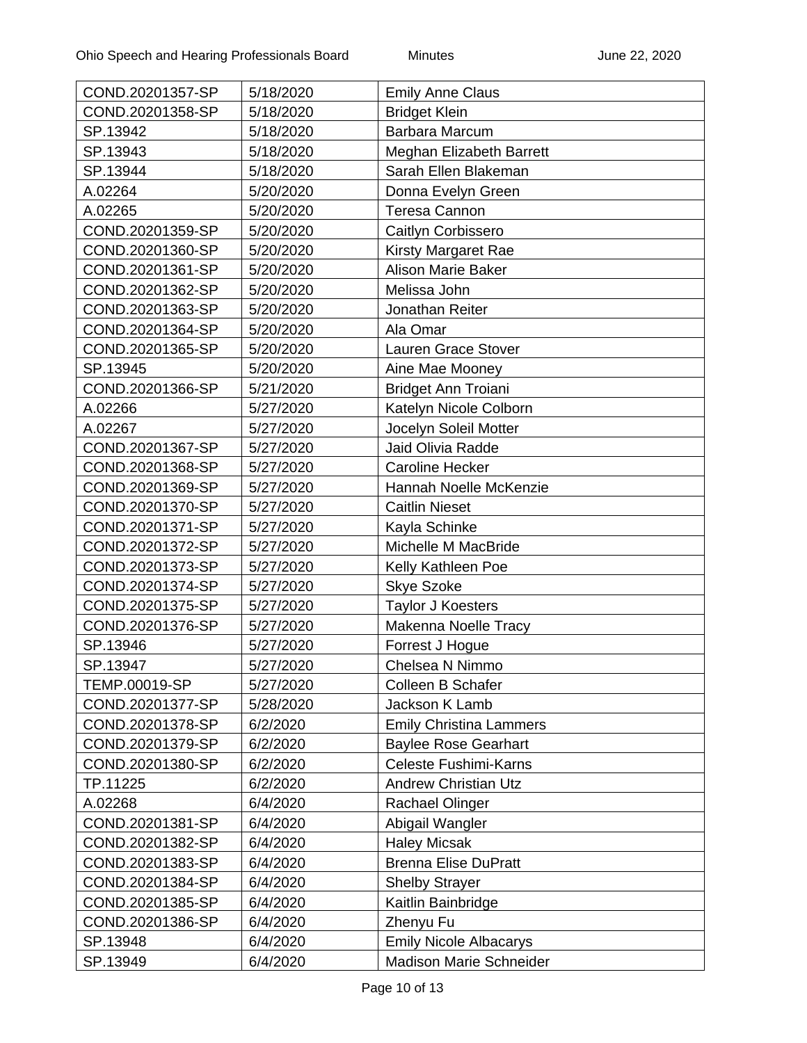| COND.20201357-SP | 5/18/2020 | Emily Anne Claus |
|---|---|---|
| COND.20201358-SP | 5/18/2020 | Bridget Klein |
| SP.13942 | 5/18/2020 | Barbara Marcum |
| SP.13943 | 5/18/2020 | Meghan Elizabeth Barrett |
| SP.13944 | 5/18/2020 | Sarah Ellen Blakeman |
| A.02264 | 5/20/2020 | Donna Evelyn Green |
| A.02265 | 5/20/2020 | Teresa Cannon |
| COND.20201359-SP | 5/20/2020 | Caitlyn Corbissero |
| COND.20201360-SP | 5/20/2020 | Kirsty Margaret Rae |
| COND.20201361-SP | 5/20/2020 | Alison Marie Baker |
| COND.20201362-SP | 5/20/2020 | Melissa John |
| COND.20201363-SP | 5/20/2020 | Jonathan Reiter |
| COND.20201364-SP | 5/20/2020 | Ala Omar |
| COND.20201365-SP | 5/20/2020 | Lauren Grace Stover |
| SP.13945 | 5/20/2020 | Aine Mae Mooney |
| COND.20201366-SP | 5/21/2020 | Bridget Ann Troiani |
| A.02266 | 5/27/2020 | Katelyn Nicole Colborn |
| A.02267 | 5/27/2020 | Jocelyn Soleil Motter |
| COND.20201367-SP | 5/27/2020 | Jaid Olivia Radde |
| COND.20201368-SP | 5/27/2020 | Caroline Hecker |
| COND.20201369-SP | 5/27/2020 | Hannah Noelle McKenzie |
| COND.20201370-SP | 5/27/2020 | Caitlin Nieset |
| COND.20201371-SP | 5/27/2020 | Kayla Schinke |
| COND.20201372-SP | 5/27/2020 | Michelle M MacBride |
| COND.20201373-SP | 5/27/2020 | Kelly Kathleen Poe |
| COND.20201374-SP | 5/27/2020 | Skye Szoke |
| COND.20201375-SP | 5/27/2020 | Taylor J Koesters |
| COND.20201376-SP | 5/27/2020 | Makenna Noelle Tracy |
| SP.13946 | 5/27/2020 | Forrest J Hogue |
| SP.13947 | 5/27/2020 | Chelsea N Nimmo |
| TEMP.00019-SP | 5/27/2020 | Colleen B Schafer |
| COND.20201377-SP | 5/28/2020 | Jackson K Lamb |
| COND.20201378-SP | 6/2/2020 | Emily Christina Lammers |
| COND.20201379-SP | 6/2/2020 | Baylee Rose Gearhart |
| COND.20201380-SP | 6/2/2020 | Celeste Fushimi-Karns |
| TP.11225 | 6/2/2020 | Andrew Christian Utz |
| A.02268 | 6/4/2020 | Rachael Olinger |
| COND.20201381-SP | 6/4/2020 | Abigail Wangler |
| COND.20201382-SP | 6/4/2020 | Haley Micsak |
| COND.20201383-SP | 6/4/2020 | Brenna Elise DuPratt |
| COND.20201384-SP | 6/4/2020 | Shelby Strayer |
| COND.20201385-SP | 6/4/2020 | Kaitlin Bainbridge |
| COND.20201386-SP | 6/4/2020 | Zhenyu Fu |
| SP.13948 | 6/4/2020 | Emily Nicole Albacarys |
| SP.13949 | 6/4/2020 | Madison Marie Schneider |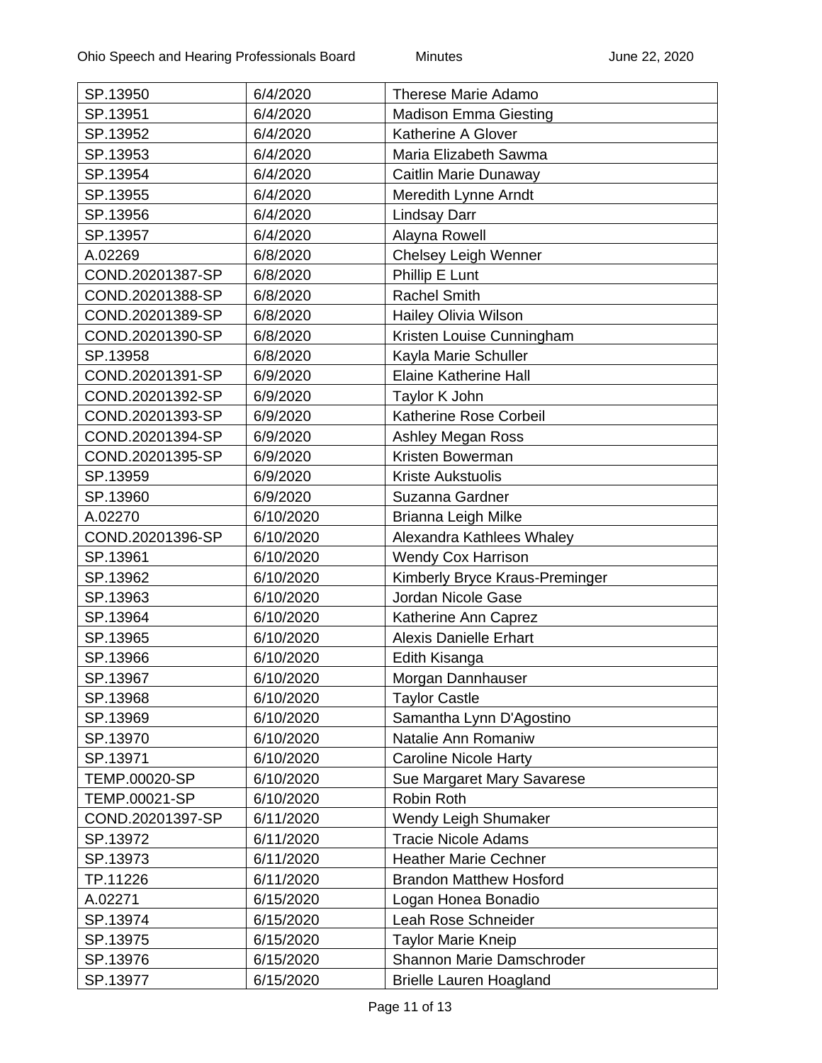| | | |
|---|---|---|
| SP.13950 | 6/4/2020 | Therese Marie Adamo |
| SP.13951 | 6/4/2020 | Madison Emma Giesting |
| SP.13952 | 6/4/2020 | Katherine A Glover |
| SP.13953 | 6/4/2020 | Maria Elizabeth Sawma |
| SP.13954 | 6/4/2020 | Caitlin Marie Dunaway |
| SP.13955 | 6/4/2020 | Meredith Lynne Arndt |
| SP.13956 | 6/4/2020 | Lindsay Darr |
| SP.13957 | 6/4/2020 | Alayna Rowell |
| A.02269 | 6/8/2020 | Chelsey Leigh Wenner |
| COND.20201387-SP | 6/8/2020 | Phillip E Lunt |
| COND.20201388-SP | 6/8/2020 | Rachel Smith |
| COND.20201389-SP | 6/8/2020 | Hailey Olivia Wilson |
| COND.20201390-SP | 6/8/2020 | Kristen Louise Cunningham |
| SP.13958 | 6/8/2020 | Kayla Marie Schuller |
| COND.20201391-SP | 6/9/2020 | Elaine Katherine Hall |
| COND.20201392-SP | 6/9/2020 | Taylor K John |
| COND.20201393-SP | 6/9/2020 | Katherine Rose Corbeil |
| COND.20201394-SP | 6/9/2020 | Ashley Megan Ross |
| COND.20201395-SP | 6/9/2020 | Kristen Bowerman |
| SP.13959 | 6/9/2020 | Kriste Aukstuolis |
| SP.13960 | 6/9/2020 | Suzanna Gardner |
| A.02270 | 6/10/2020 | Brianna Leigh Milke |
| COND.20201396-SP | 6/10/2020 | Alexandra Kathlees Whaley |
| SP.13961 | 6/10/2020 | Wendy Cox Harrison |
| SP.13962 | 6/10/2020 | Kimberly Bryce Kraus-Preminger |
| SP.13963 | 6/10/2020 | Jordan Nicole Gase |
| SP.13964 | 6/10/2020 | Katherine Ann Caprez |
| SP.13965 | 6/10/2020 | Alexis Danielle Erhart |
| SP.13966 | 6/10/2020 | Edith Kisanga |
| SP.13967 | 6/10/2020 | Morgan Dannhauser |
| SP.13968 | 6/10/2020 | Taylor Castle |
| SP.13969 | 6/10/2020 | Samantha Lynn D'Agostino |
| SP.13970 | 6/10/2020 | Natalie Ann Romaniw |
| SP.13971 | 6/10/2020 | Caroline Nicole Harty |
| TEMP.00020-SP | 6/10/2020 | Sue Margaret Mary Savarese |
| TEMP.00021-SP | 6/10/2020 | Robin Roth |
| COND.20201397-SP | 6/11/2020 | Wendy Leigh Shumaker |
| SP.13972 | 6/11/2020 | Tracie Nicole Adams |
| SP.13973 | 6/11/2020 | Heather Marie Cechner |
| TP.11226 | 6/11/2020 | Brandon Matthew Hosford |
| A.02271 | 6/15/2020 | Logan Honea Bonadio |
| SP.13974 | 6/15/2020 | Leah Rose Schneider |
| SP.13975 | 6/15/2020 | Taylor Marie Kneip |
| SP.13976 | 6/15/2020 | Shannon Marie Damschroder |
| SP.13977 | 6/15/2020 | Brielle Lauren Hoagland |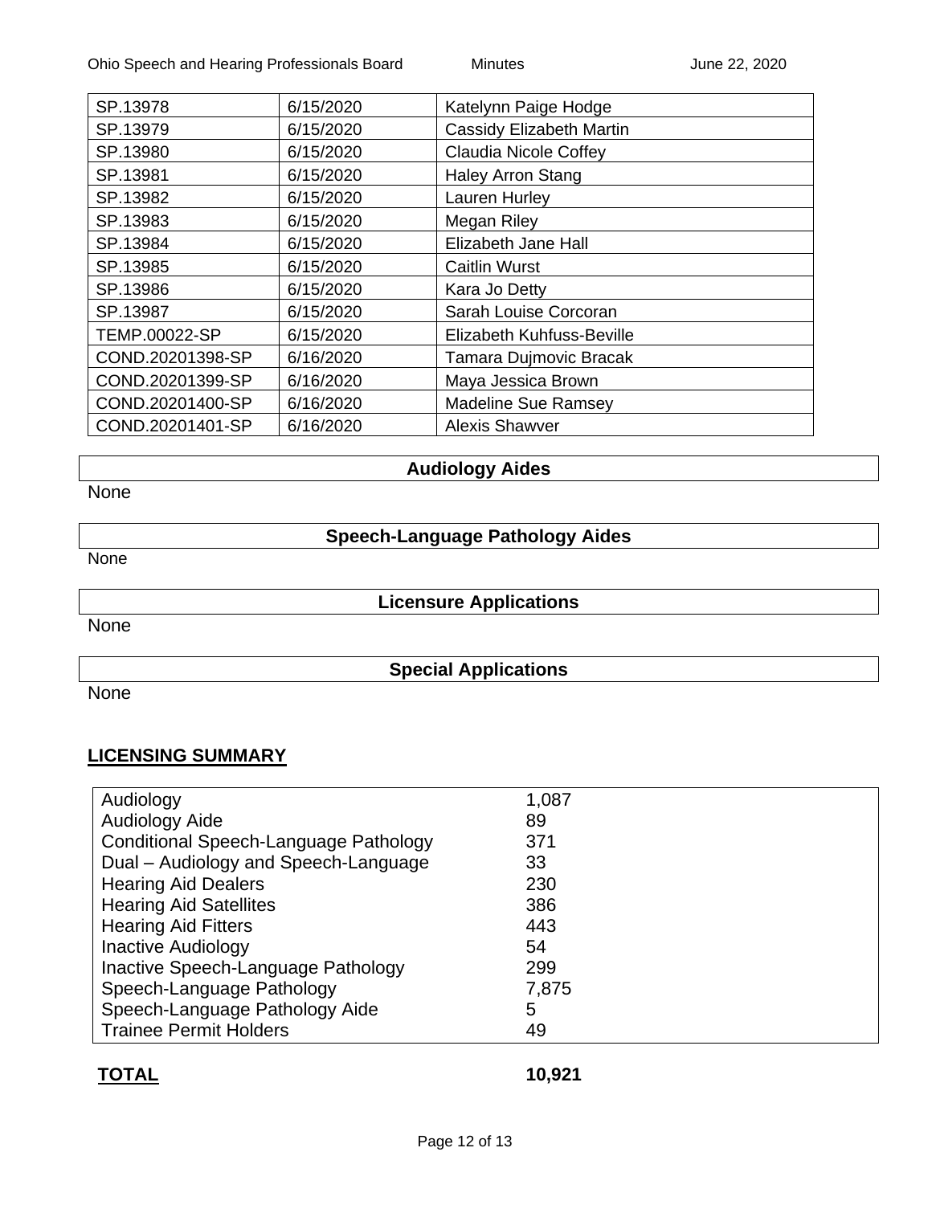| | | |
|---|---|---|
| SP.13978 | 6/15/2020 | Katelynn Paige Hodge |
| SP.13979 | 6/15/2020 | Cassidy Elizabeth Martin |
| SP.13980 | 6/15/2020 | Claudia Nicole Coffey |
| SP.13981 | 6/15/2020 | Haley Arron Stang |
| SP.13982 | 6/15/2020 | Lauren Hurley |
| SP.13983 | 6/15/2020 | Megan Riley |
| SP.13984 | 6/15/2020 | Elizabeth Jane Hall |
| SP.13985 | 6/15/2020 | Caitlin Wurst |
| SP.13986 | 6/15/2020 | Kara Jo Detty |
| SP.13987 | 6/15/2020 | Sarah Louise Corcoran |
| TEMP.00022-SP | 6/15/2020 | Elizabeth Kuhfuss-Beville |
| COND.20201398-SP | 6/16/2020 | Tamara Dujmovic Bracak |
| COND.20201399-SP | 6/16/2020 | Maya Jessica Brown |
| COND.20201400-SP | 6/16/2020 | Madeline Sue Ramsey |
| COND.20201401-SP | 6/16/2020 | Alexis Shawver |

### Audiology Aides

None

### Speech-Language Pathology Aides

None

### Licensure Applications

None

### Special Applications

None

## LICENSING SUMMARY

| | |
|---|---|
| Audiology | 1,087 |
| Audiology Aide | 89 |
| Conditional Speech-Language Pathology | 371 |
| Dual – Audiology and Speech-Language | 33 |
| Hearing Aid Dealers | 230 |
| Hearing Aid Satellites | 386 |
| Hearing Aid Fitters | 443 |
| Inactive Audiology | 54 |
| Inactive Speech-Language Pathology | 299 |
| Speech-Language Pathology | 7,875 |
| Speech-Language Pathology Aide | 5 |
| Trainee Permit Holders | 49 |

**TOTAL** **10,921**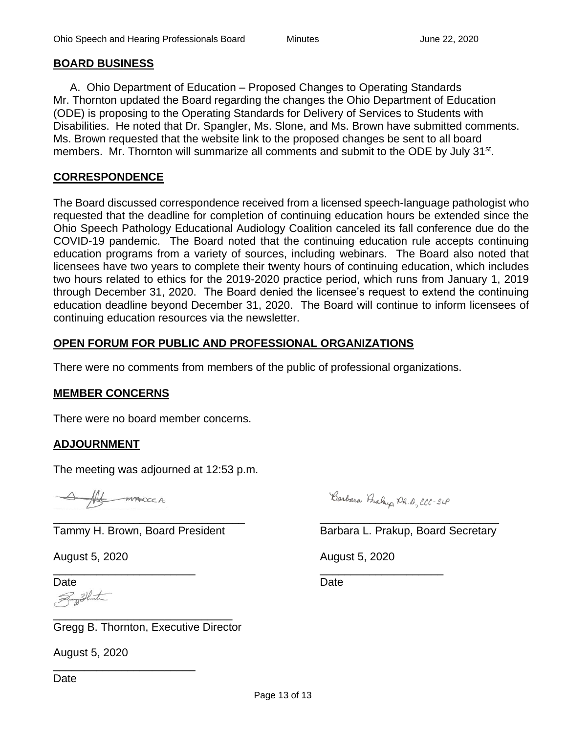## BOARD BUSINESS

A. Ohio Department of Education – Proposed Changes to Operating Standards

Mr. Thornton updated the Board regarding the changes the Ohio Department of Education (ODE) is proposing to the Operating Standards for Delivery of Services to Students with Disabilities. He noted that Dr. Spangler, Ms. Slone, and Ms. Brown have submitted comments. Ms. Brown requested that the website link to the proposed changes be sent to all board members. Mr. Thornton will summarize all comments and submit to the ODE by July 31st.

## CORRESPONDENCE

The Board discussed correspondence received from a licensed speech-language pathologist who requested that the deadline for completion of continuing education hours be extended since the Ohio Speech Pathology Educational Audiology Coalition canceled its fall conference due do the COVID-19 pandemic. The Board noted that the continuing education rule accepts continuing education programs from a variety of sources, including webinars. The Board also noted that licensees have two years to complete their twenty hours of continuing education, which includes two hours related to ethics for the 2019-2020 practice period, which runs from January 1, 2019 through December 31, 2020. The Board denied the licensee's request to extend the continuing education deadline beyond December 31, 2020. The Board will continue to inform licensees of continuing education resources via the newsletter.

## OPEN FORUM FOR PUBLIC AND PROFESSIONAL ORGANIZATIONS

There were no comments from members of the public of professional organizations.

## MEMBER CONCERNS

There were no board member concerns.

## ADJOURNMENT

The meeting was adjourned at 12:53 p.m.

Tammy H. Brown, Board President

August 5, 2020

Date

Barbara L. Prakup, Board Secretary

August 5, 2020

Date

Gregg B. Thornton, Executive Director

August 5, 2020

Date